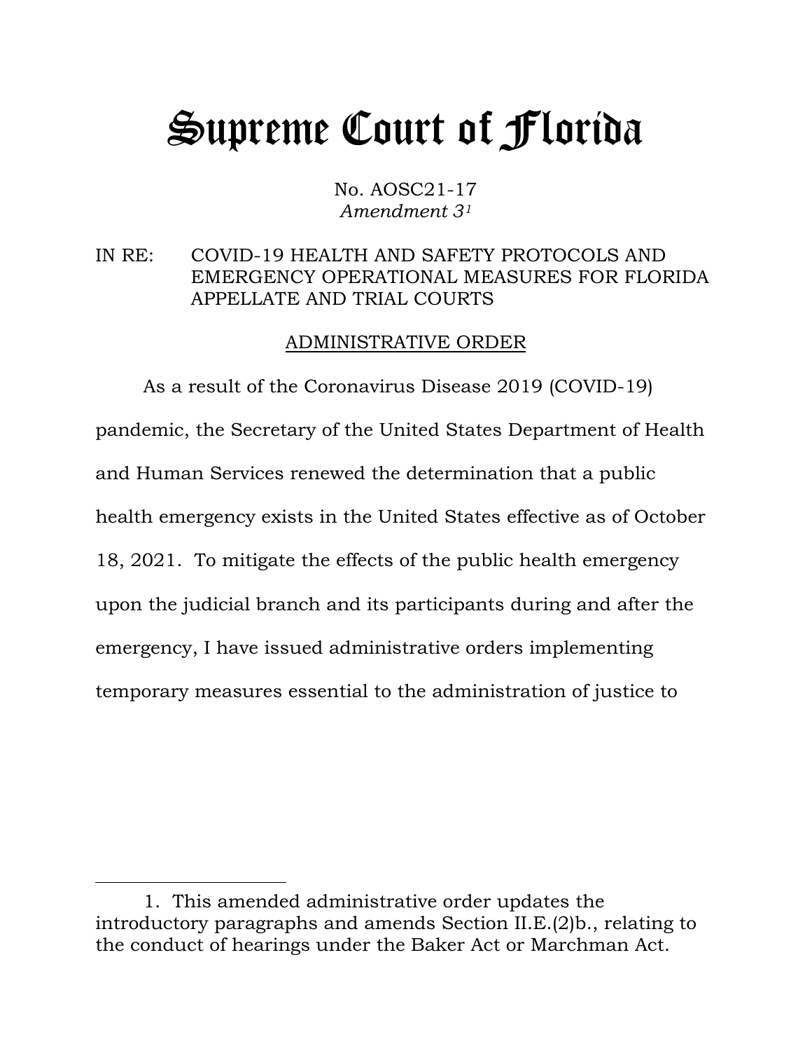# Supreme Court of Florida

No. AOSC21-17
*Amendment 3*[1]

IN RE: COVID-19 HEALTH AND SAFETY PROTOCOLS AND EMERGENCY OPERATIONAL MEASURES FOR FLORIDA APPELLATE AND TRIAL COURTS

ADMINISTRATIVE ORDER

As a result of the Coronavirus Disease 2019 (COVID-19) pandemic, the Secretary of the United States Department of Health and Human Services renewed the determination that a public health emergency exists in the United States effective as of October 18, 2021. To mitigate the effects of the public health emergency upon the judicial branch and its participants during and after the emergency, I have issued administrative orders implementing temporary measures essential to the administration of justice to

---

1. This amended administrative order updates the introductory paragraphs and amends Section II.E.(2)b., relating to the conduct of hearings under the Baker Act or Marchman Act.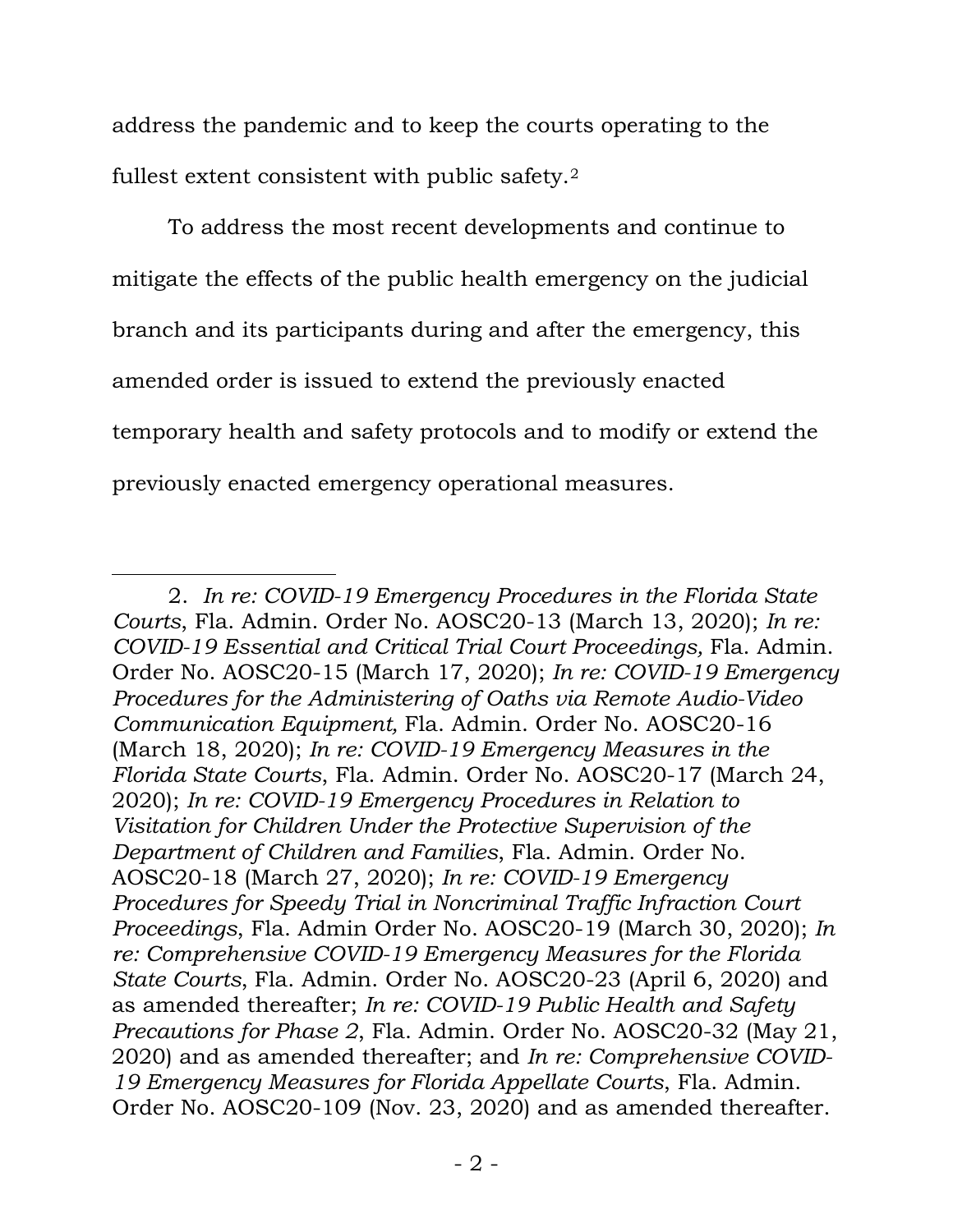address the pandemic and to keep the courts operating to the fullest extent consistent with public safety.[2]

To address the most recent developments and continue to mitigate the effects of the public health emergency on the judicial branch and its participants during and after the emergency, this amended order is issued to extend the previously enacted temporary health and safety protocols and to modify or extend the previously enacted emergency operational measures.

---

2. *In re: COVID-19 Emergency Procedures in the Florida State Courts*, Fla. Admin. Order No. AOSC20-13 (March 13, 2020); *In re: COVID-19 Essential and Critical Trial Court Proceedings,* Fla. Admin. Order No. AOSC20-15 (March 17, 2020); *In re: COVID-19 Emergency Procedures for the Administering of Oaths via Remote Audio-Video Communication Equipment,* Fla. Admin. Order No. AOSC20-16 (March 18, 2020); *In re: COVID-19 Emergency Measures in the Florida State Courts*, Fla. Admin. Order No. AOSC20-17 (March 24, 2020); *In re: COVID-19 Emergency Procedures in Relation to Visitation for Children Under the Protective Supervision of the Department of Children and Families*, Fla. Admin. Order No. AOSC20-18 (March 27, 2020); *In re: COVID-19 Emergency Procedures for Speedy Trial in Noncriminal Traffic Infraction Court Proceedings*, Fla. Admin Order No. AOSC20-19 (March 30, 2020); *In re: Comprehensive COVID-19 Emergency Measures for the Florida State Courts*, Fla. Admin. Order No. AOSC20-23 (April 6, 2020) and as amended thereafter; *In re: COVID-19 Public Health and Safety Precautions for Phase 2*, Fla. Admin. Order No. AOSC20-32 (May 21, 2020) and as amended thereafter; and *In re: Comprehensive COVID-19 Emergency Measures for Florida Appellate Courts*, Fla. Admin. Order No. AOSC20-109 (Nov. 23, 2020) and as amended thereafter.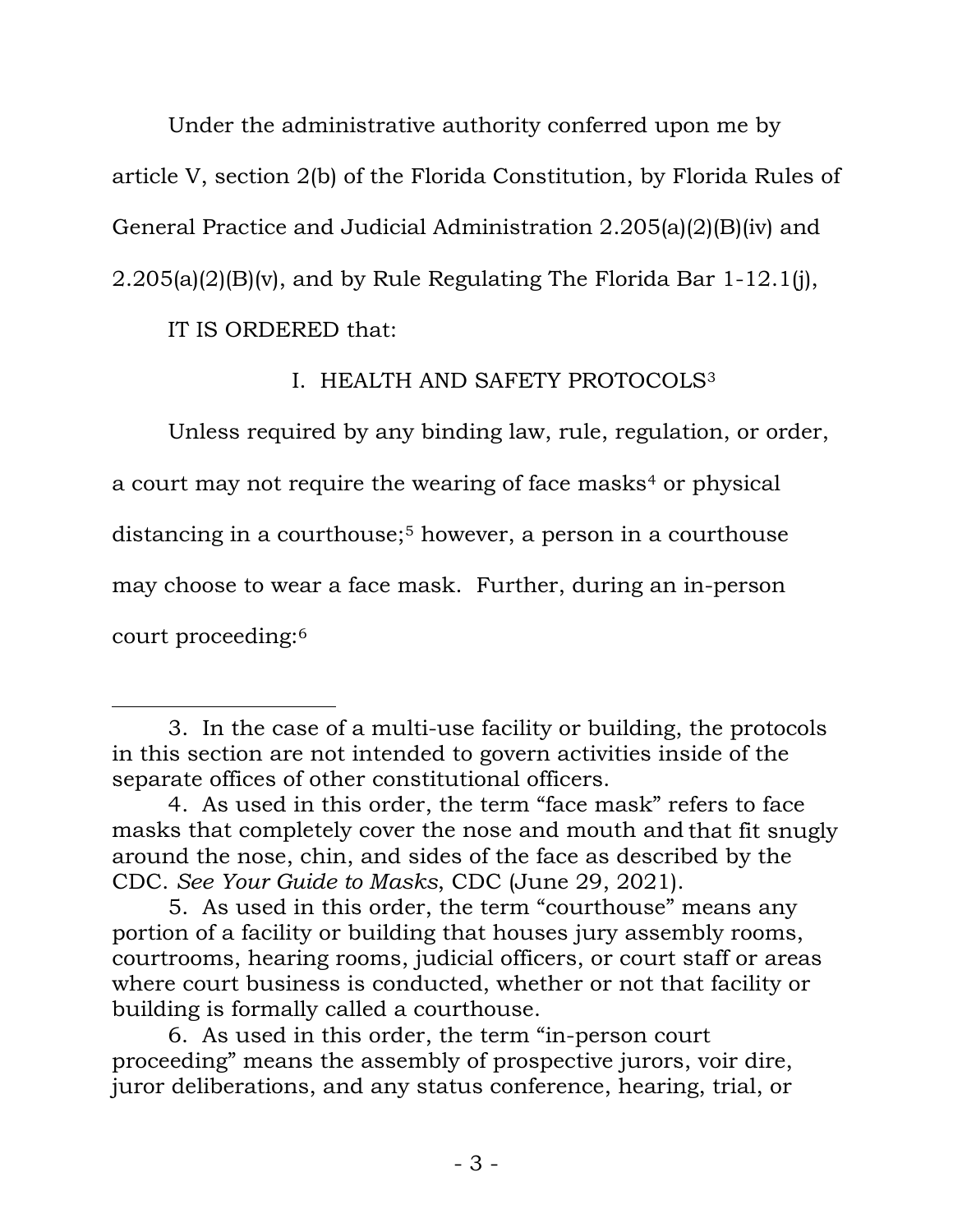Under the administrative authority conferred upon me by article V, section 2(b) of the Florida Constitution, by Florida Rules of General Practice and Judicial Administration 2.205(a)(2)(B)(iv) and 2.205(a)(2)(B)(v), and by Rule Regulating The Florida Bar 1-12.1(j),

IT IS ORDERED that:

## I. HEALTH AND SAFETY PROTOCOLS[3]

Unless required by any binding law, rule, regulation, or order, a court may not require the wearing of face masks[4] or physical distancing in a courthouse;[5] however, a person in a courthouse may choose to wear a face mask. Further, during an in-person court proceeding:[6]

---

3. In the case of a multi-use facility or building, the protocols in this section are not intended to govern activities inside of the separate offices of other constitutional officers.

4. As used in this order, the term "face mask" refers to face masks that completely cover the nose and mouth and that fit snugly around the nose, chin, and sides of the face as described by the CDC. *See Your Guide to Masks*, CDC (June 29, 2021).

5. As used in this order, the term "courthouse" means any portion of a facility or building that houses jury assembly rooms, courtrooms, hearing rooms, judicial officers, or court staff or areas where court business is conducted, whether or not that facility or building is formally called a courthouse.

6. As used in this order, the term "in-person court proceeding" means the assembly of prospective jurors, voir dire, juror deliberations, and any status conference, hearing, trial, or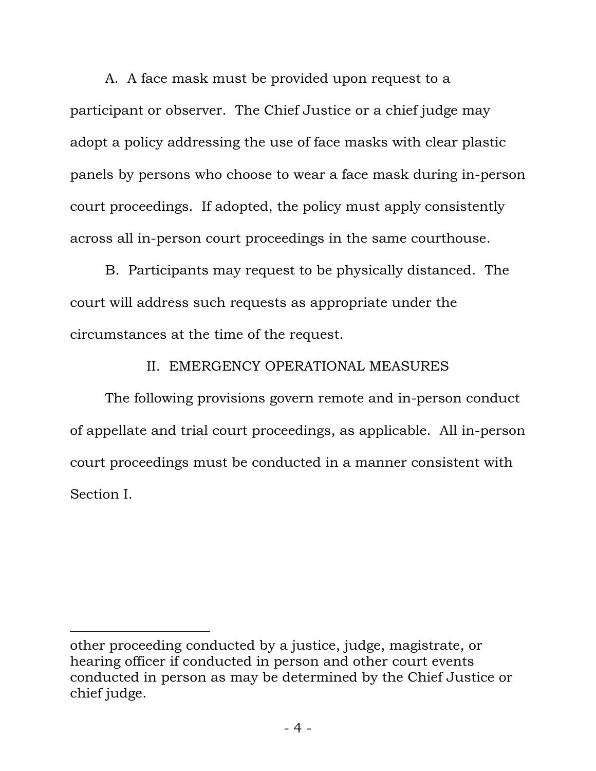A. A face mask must be provided upon request to a participant or observer. The Chief Justice or a chief judge may adopt a policy addressing the use of face masks with clear plastic panels by persons who choose to wear a face mask during in-person court proceedings. If adopted, the policy must apply consistently across all in-person court proceedings in the same courthouse.

B. Participants may request to be physically distanced. The court will address such requests as appropriate under the circumstances at the time of the request.

## II. EMERGENCY OPERATIONAL MEASURES

The following provisions govern remote and in-person conduct of appellate and trial court proceedings, as applicable. All in-person court proceedings must be conducted in a manner consistent with Section I.

---

other proceeding conducted by a justice, judge, magistrate, or hearing officer if conducted in person and other court events conducted in person as may be determined by the Chief Justice or chief judge.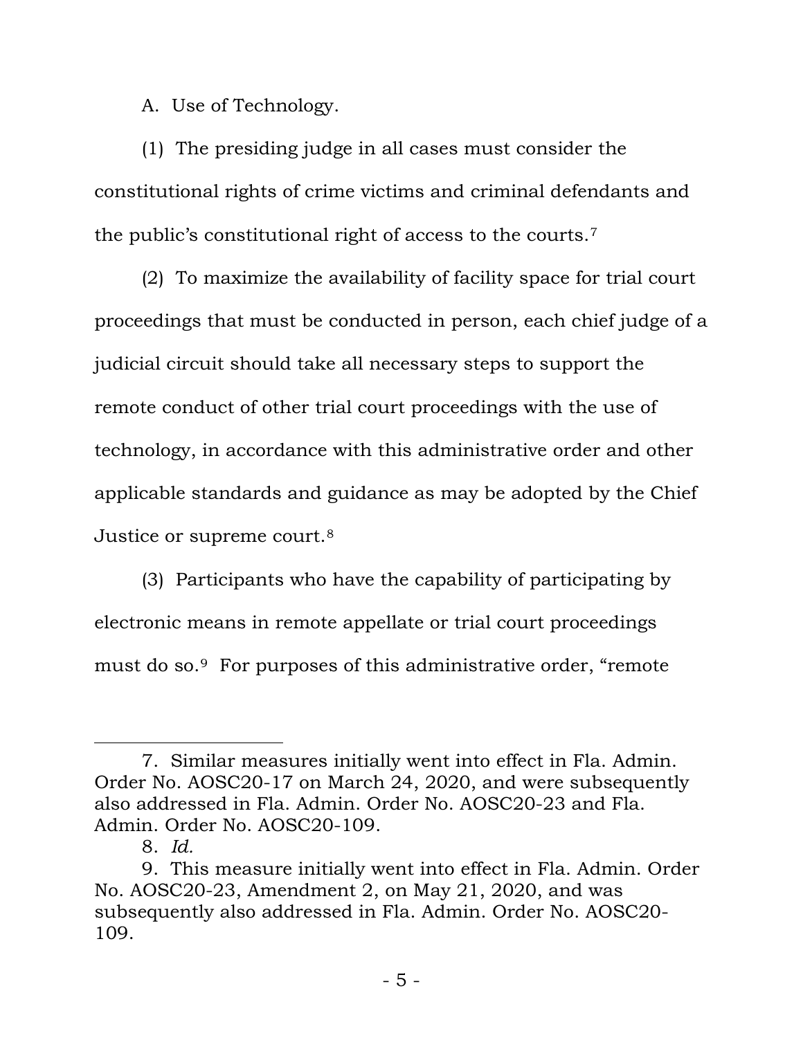A. Use of Technology.

(1) The presiding judge in all cases must consider the constitutional rights of crime victims and criminal defendants and the public's constitutional right of access to the courts.[7]

(2) To maximize the availability of facility space for trial court proceedings that must be conducted in person, each chief judge of a judicial circuit should take all necessary steps to support the remote conduct of other trial court proceedings with the use of technology, in accordance with this administrative order and other applicable standards and guidance as may be adopted by the Chief Justice or supreme court.[8]

(3) Participants who have the capability of participating by electronic means in remote appellate or trial court proceedings must do so.[9] For purposes of this administrative order, "remote

---

7. Similar measures initially went into effect in Fla. Admin. Order No. AOSC20-17 on March 24, 2020, and were subsequently also addressed in Fla. Admin. Order No. AOSC20-23 and Fla. Admin. Order No. AOSC20-109.

8. *Id.*

9. This measure initially went into effect in Fla. Admin. Order No. AOSC20-23, Amendment 2, on May 21, 2020, and was subsequently also addressed in Fla. Admin. Order No. AOSC20-109.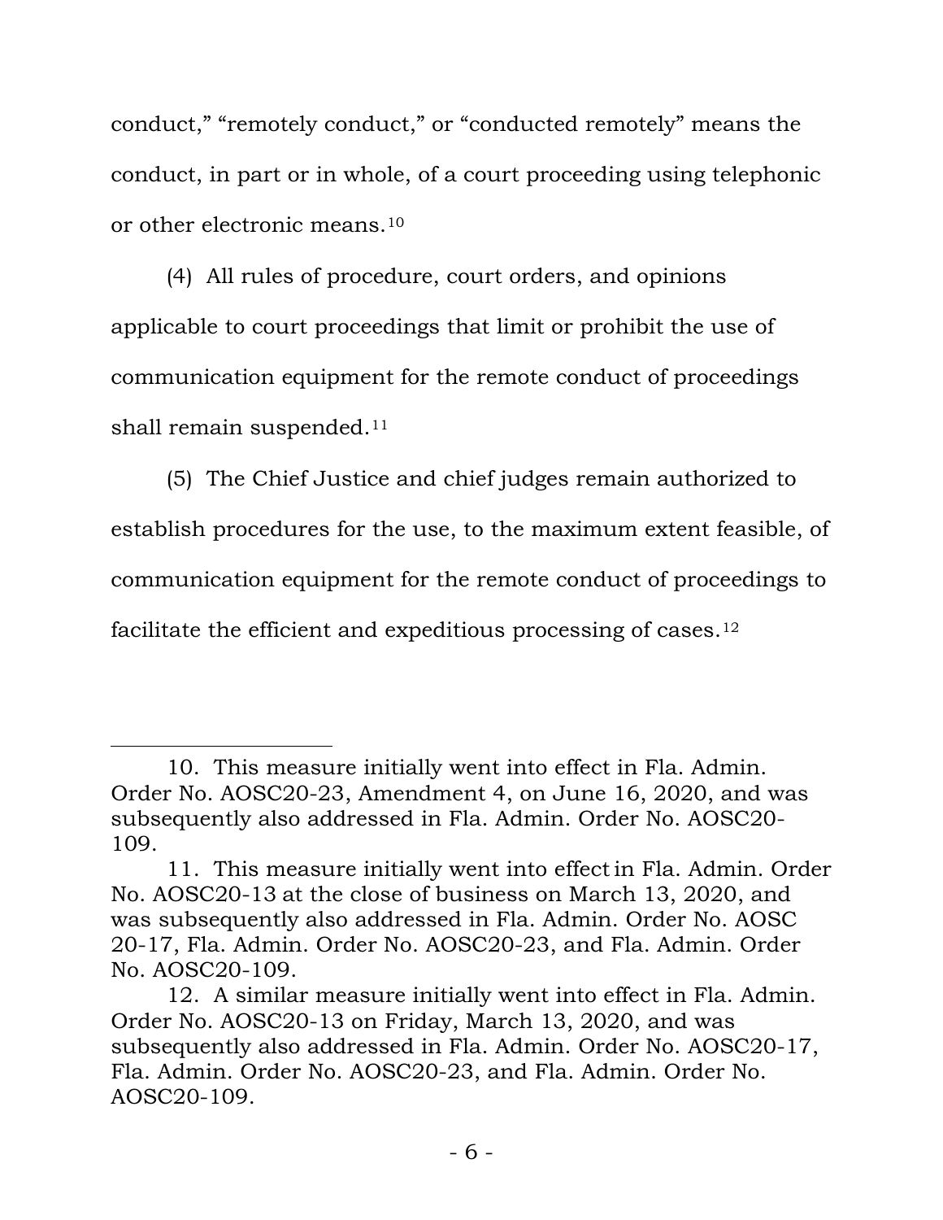conduct," "remotely conduct," or "conducted remotely" means the conduct, in part or in whole, of a court proceeding using telephonic or other electronic means.[10]

(4) All rules of procedure, court orders, and opinions applicable to court proceedings that limit or prohibit the use of communication equipment for the remote conduct of proceedings shall remain suspended.[11]

(5) The Chief Justice and chief judges remain authorized to establish procedures for the use, to the maximum extent feasible, of communication equipment for the remote conduct of proceedings to facilitate the efficient and expeditious processing of cases.[12]

---

10. This measure initially went into effect in Fla. Admin. Order No. AOSC20-23, Amendment 4, on June 16, 2020, and was subsequently also addressed in Fla. Admin. Order No. AOSC20-109.

11. This measure initially went into effect in Fla. Admin. Order No. AOSC20-13 at the close of business on March 13, 2020, and was subsequently also addressed in Fla. Admin. Order No. AOSC 20-17, Fla. Admin. Order No. AOSC20-23, and Fla. Admin. Order No. AOSC20-109.

12. A similar measure initially went into effect in Fla. Admin. Order No. AOSC20-13 on Friday, March 13, 2020, and was subsequently also addressed in Fla. Admin. Order No. AOSC20-17, Fla. Admin. Order No. AOSC20-23, and Fla. Admin. Order No. AOSC20-109.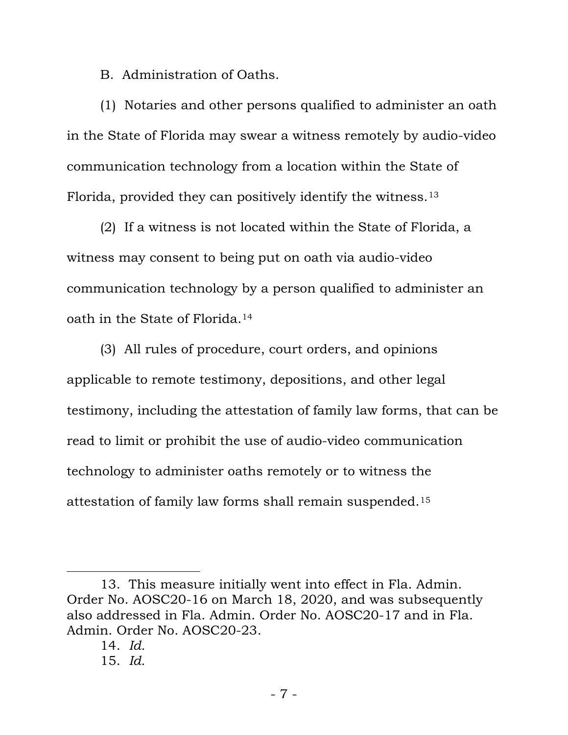B. Administration of Oaths.

(1) Notaries and other persons qualified to administer an oath in the State of Florida may swear a witness remotely by audio-video communication technology from a location within the State of Florida, provided they can positively identify the witness.[13]

(2) If a witness is not located within the State of Florida, a witness may consent to being put on oath via audio-video communication technology by a person qualified to administer an oath in the State of Florida.[14]

(3) All rules of procedure, court orders, and opinions applicable to remote testimony, depositions, and other legal testimony, including the attestation of family law forms, that can be read to limit or prohibit the use of audio-video communication technology to administer oaths remotely or to witness the attestation of family law forms shall remain suspended.[15]

---

13. This measure initially went into effect in Fla. Admin. Order No. AOSC20-16 on March 18, 2020, and was subsequently also addressed in Fla. Admin. Order No. AOSC20-17 and in Fla. Admin. Order No. AOSC20-23.

14. *Id.*

15. *Id.*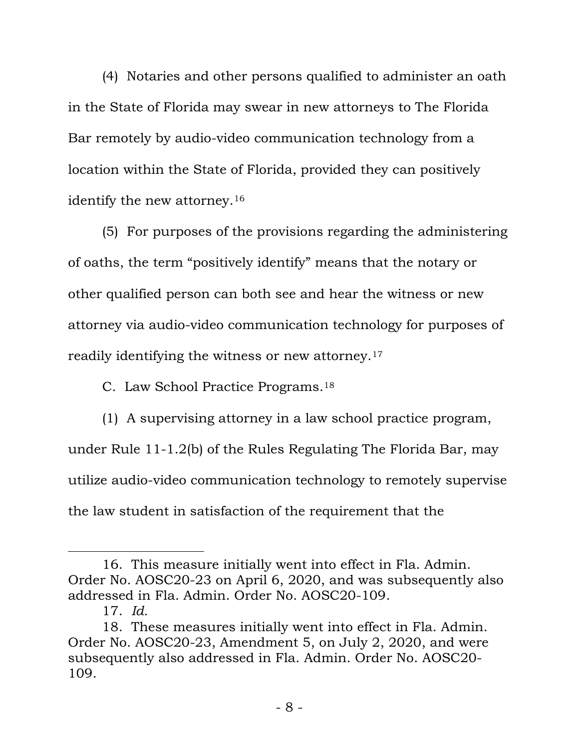(4) Notaries and other persons qualified to administer an oath in the State of Florida may swear in new attorneys to The Florida Bar remotely by audio-video communication technology from a location within the State of Florida, provided they can positively identify the new attorney.[16]

(5) For purposes of the provisions regarding the administering of oaths, the term "positively identify" means that the notary or other qualified person can both see and hear the witness or new attorney via audio-video communication technology for purposes of readily identifying the witness or new attorney.[17]

C. Law School Practice Programs.[18]

(1) A supervising attorney in a law school practice program, under Rule 11-1.2(b) of the Rules Regulating The Florida Bar, may utilize audio-video communication technology to remotely supervise the law student in satisfaction of the requirement that the

---

16. This measure initially went into effect in Fla. Admin. Order No. AOSC20-23 on April 6, 2020, and was subsequently also addressed in Fla. Admin. Order No. AOSC20-109.

17. *Id.*

18. These measures initially went into effect in Fla. Admin. Order No. AOSC20-23, Amendment 5, on July 2, 2020, and were subsequently also addressed in Fla. Admin. Order No. AOSC20-109.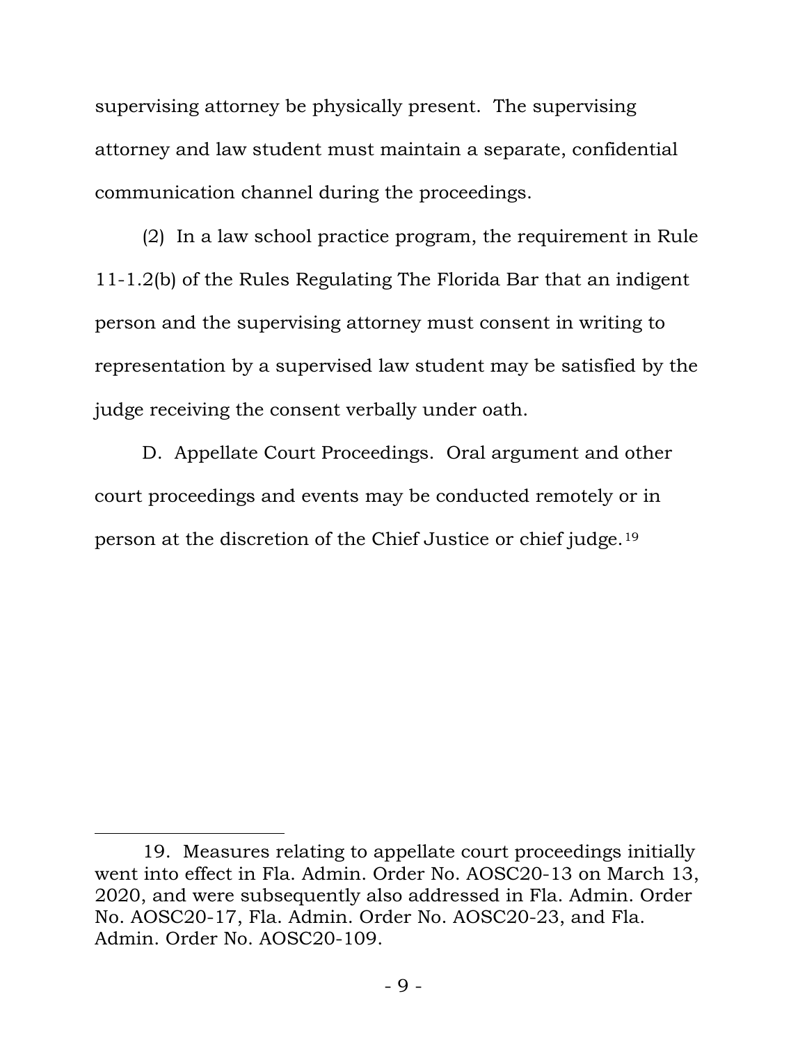supervising attorney be physically present. The supervising attorney and law student must maintain a separate, confidential communication channel during the proceedings.

(2) In a law school practice program, the requirement in Rule 11-1.2(b) of the Rules Regulating The Florida Bar that an indigent person and the supervising attorney must consent in writing to representation by a supervised law student may be satisfied by the judge receiving the consent verbally under oath.

D. Appellate Court Proceedings. Oral argument and other court proceedings and events may be conducted remotely or in person at the discretion of the Chief Justice or chief judge.[19]

---

19. Measures relating to appellate court proceedings initially went into effect in Fla. Admin. Order No. AOSC20-13 on March 13, 2020, and were subsequently also addressed in Fla. Admin. Order No. AOSC20-17, Fla. Admin. Order No. AOSC20-23, and Fla. Admin. Order No. AOSC20-109.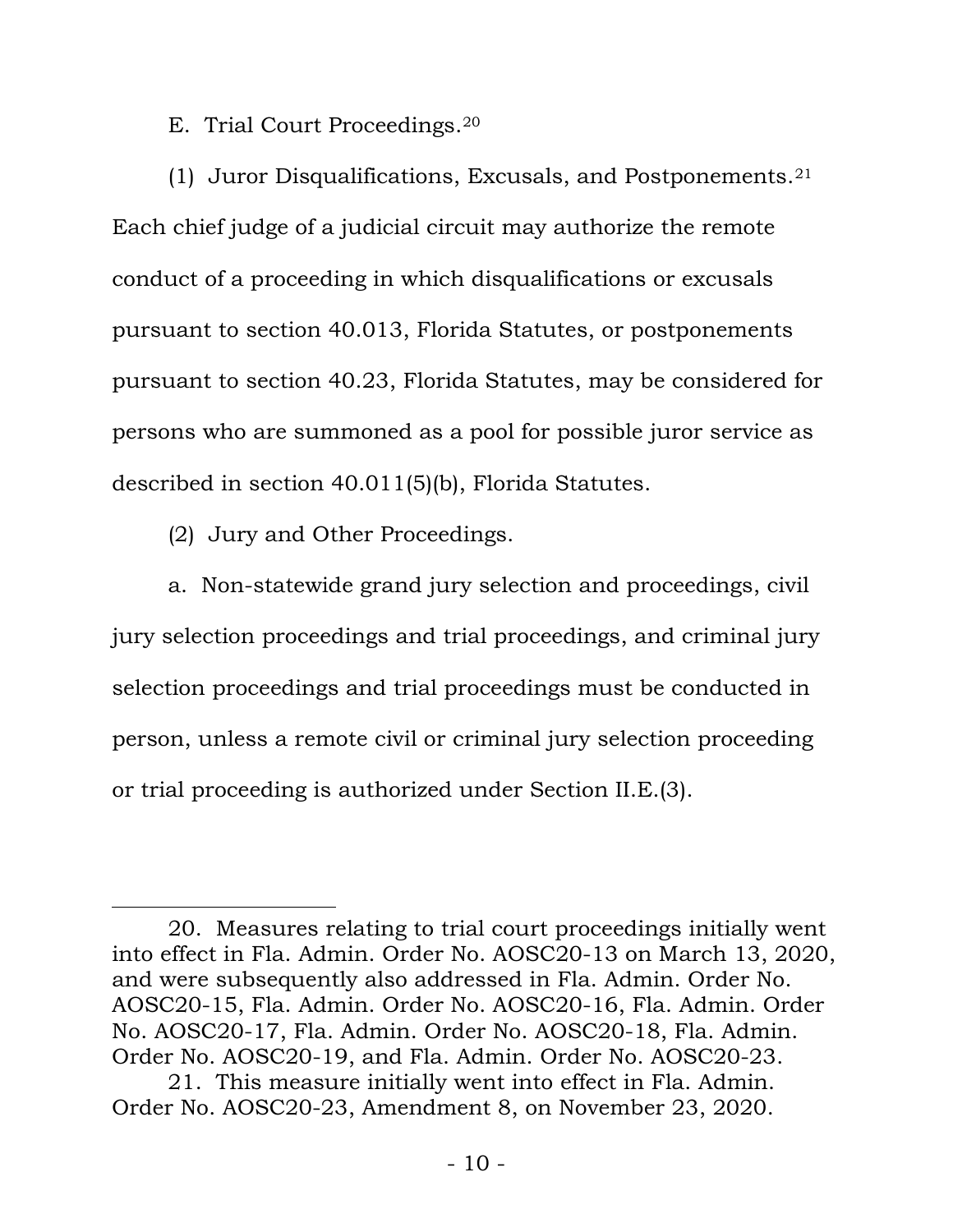E. Trial Court Proceedings.[20]

(1) Juror Disqualifications, Excusals, and Postponements.[21] Each chief judge of a judicial circuit may authorize the remote conduct of a proceeding in which disqualifications or excusals pursuant to section 40.013, Florida Statutes, or postponements pursuant to section 40.23, Florida Statutes, may be considered for persons who are summoned as a pool for possible juror service as described in section 40.011(5)(b), Florida Statutes.

(2) Jury and Other Proceedings.

a. Non-statewide grand jury selection and proceedings, civil jury selection proceedings and trial proceedings, and criminal jury selection proceedings and trial proceedings must be conducted in person, unless a remote civil or criminal jury selection proceeding or trial proceeding is authorized under Section II.E.(3).

---

20. Measures relating to trial court proceedings initially went into effect in Fla. Admin. Order No. AOSC20-13 on March 13, 2020, and were subsequently also addressed in Fla. Admin. Order No. AOSC20-15, Fla. Admin. Order No. AOSC20-16, Fla. Admin. Order No. AOSC20-17, Fla. Admin. Order No. AOSC20-18, Fla. Admin. Order No. AOSC20-19, and Fla. Admin. Order No. AOSC20-23.

21. This measure initially went into effect in Fla. Admin. Order No. AOSC20-23, Amendment 8, on November 23, 2020.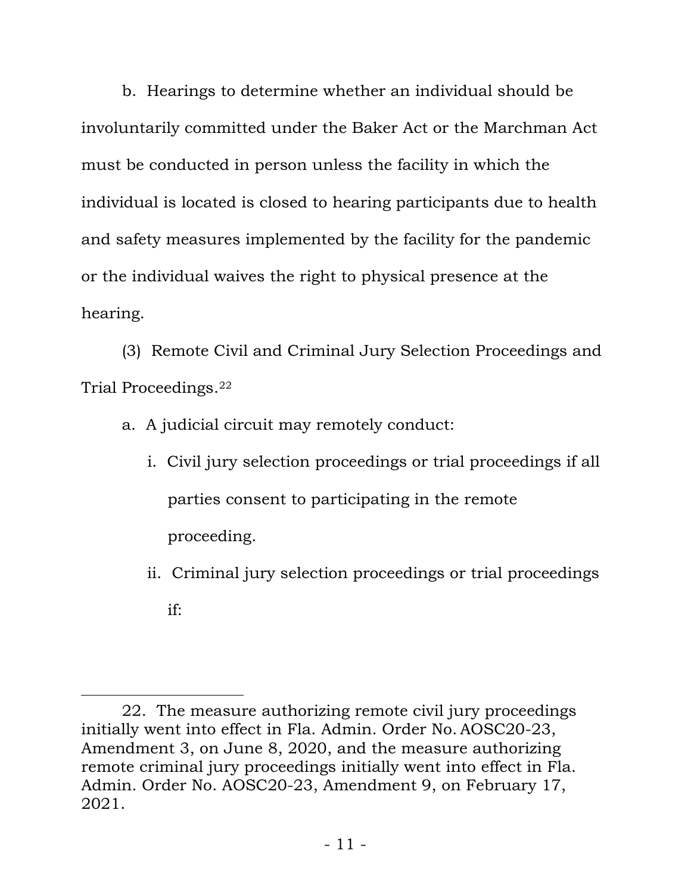b. Hearings to determine whether an individual should be involuntarily committed under the Baker Act or the Marchman Act must be conducted in person unless the facility in which the individual is located is closed to hearing participants due to health and safety measures implemented by the facility for the pandemic or the individual waives the right to physical presence at the hearing.

(3) Remote Civil and Criminal Jury Selection Proceedings and Trial Proceedings.[22]

a. A judicial circuit may remotely conduct:

i. Civil jury selection proceedings or trial proceedings if all parties consent to participating in the remote proceeding.

ii. Criminal jury selection proceedings or trial proceedings if:

---

22. The measure authorizing remote civil jury proceedings initially went into effect in Fla. Admin. Order No. AOSC20-23, Amendment 3, on June 8, 2020, and the measure authorizing remote criminal jury proceedings initially went into effect in Fla. Admin. Order No. AOSC20-23, Amendment 9, on February 17, 2021.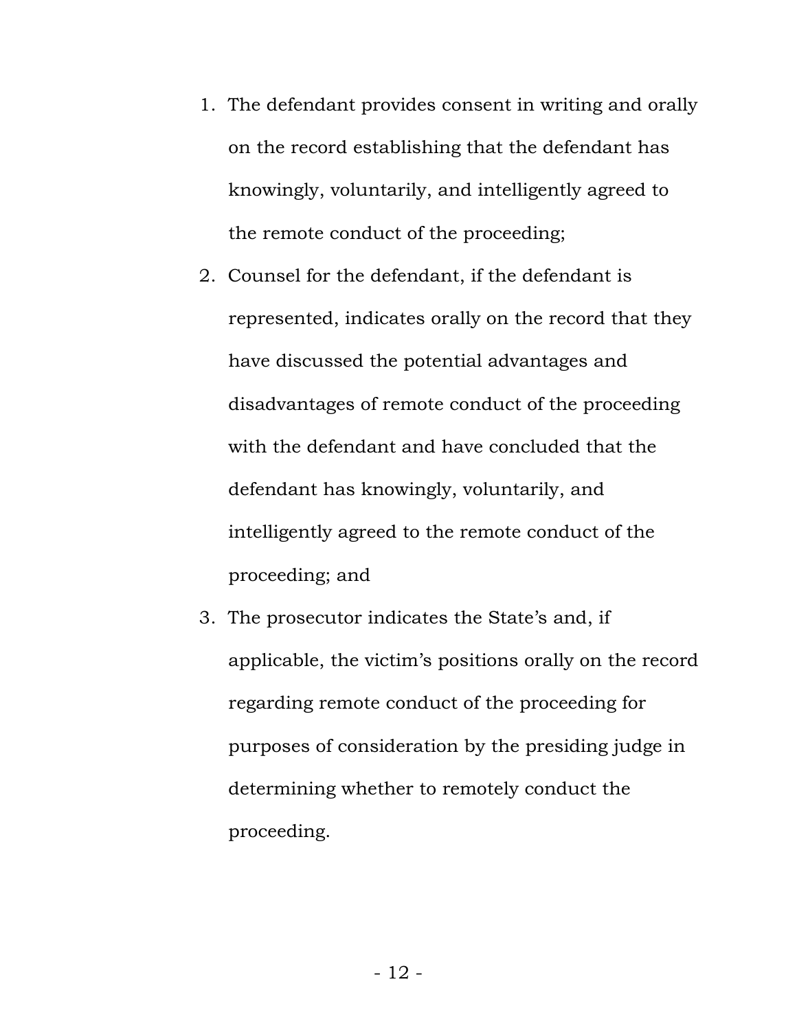1. The defendant provides consent in writing and orally on the record establishing that the defendant has knowingly, voluntarily, and intelligently agreed to the remote conduct of the proceeding;
2. Counsel for the defendant, if the defendant is represented, indicates orally on the record that they have discussed the potential advantages and disadvantages of remote conduct of the proceeding with the defendant and have concluded that the defendant has knowingly, voluntarily, and intelligently agreed to the remote conduct of the proceeding; and
3. The prosecutor indicates the State's and, if applicable, the victim's positions orally on the record regarding remote conduct of the proceeding for purposes of consideration by the presiding judge in determining whether to remotely conduct the proceeding.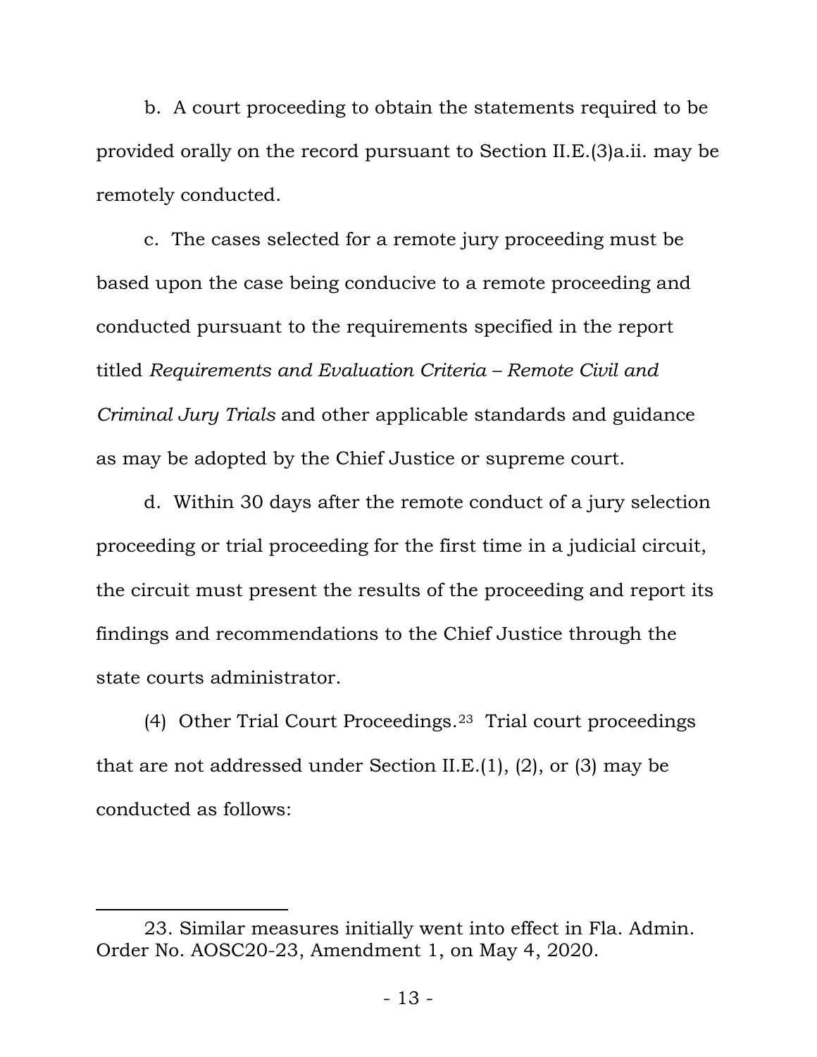b. A court proceeding to obtain the statements required to be provided orally on the record pursuant to Section II.E.(3)a.ii. may be remotely conducted.

c. The cases selected for a remote jury proceeding must be based upon the case being conducive to a remote proceeding and conducted pursuant to the requirements specified in the report titled *Requirements and Evaluation Criteria – Remote Civil and Criminal Jury Trials* and other applicable standards and guidance as may be adopted by the Chief Justice or supreme court.

d. Within 30 days after the remote conduct of a jury selection proceeding or trial proceeding for the first time in a judicial circuit, the circuit must present the results of the proceeding and report its findings and recommendations to the Chief Justice through the state courts administrator.

(4) Other Trial Court Proceedings.[23] Trial court proceedings that are not addressed under Section II.E.(1), (2), or (3) may be conducted as follows:

---

23. Similar measures initially went into effect in Fla. Admin. Order No. AOSC20-23, Amendment 1, on May 4, 2020.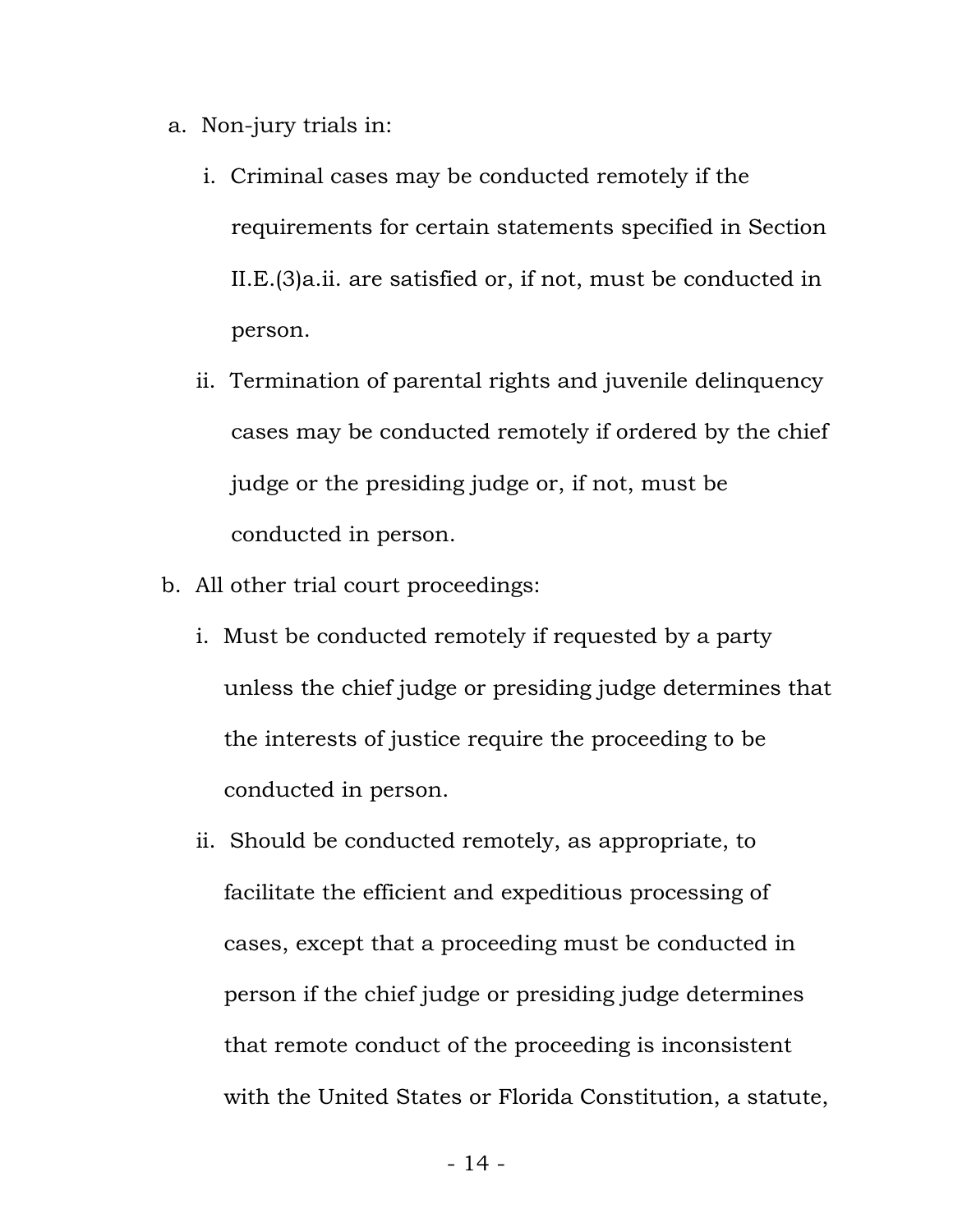a. Non-jury trials in:

   i. Criminal cases may be conducted remotely if the requirements for certain statements specified in Section II.E.(3)a.ii. are satisfied or, if not, must be conducted in person.

   ii. Termination of parental rights and juvenile delinquency cases may be conducted remotely if ordered by the chief judge or the presiding judge or, if not, must be conducted in person.

b. All other trial court proceedings:

   i. Must be conducted remotely if requested by a party unless the chief judge or presiding judge determines that the interests of justice require the proceeding to be conducted in person.

   ii. Should be conducted remotely, as appropriate, to facilitate the efficient and expeditious processing of cases, except that a proceeding must be conducted in person if the chief judge or presiding judge determines that remote conduct of the proceeding is inconsistent with the United States or Florida Constitution, a statute,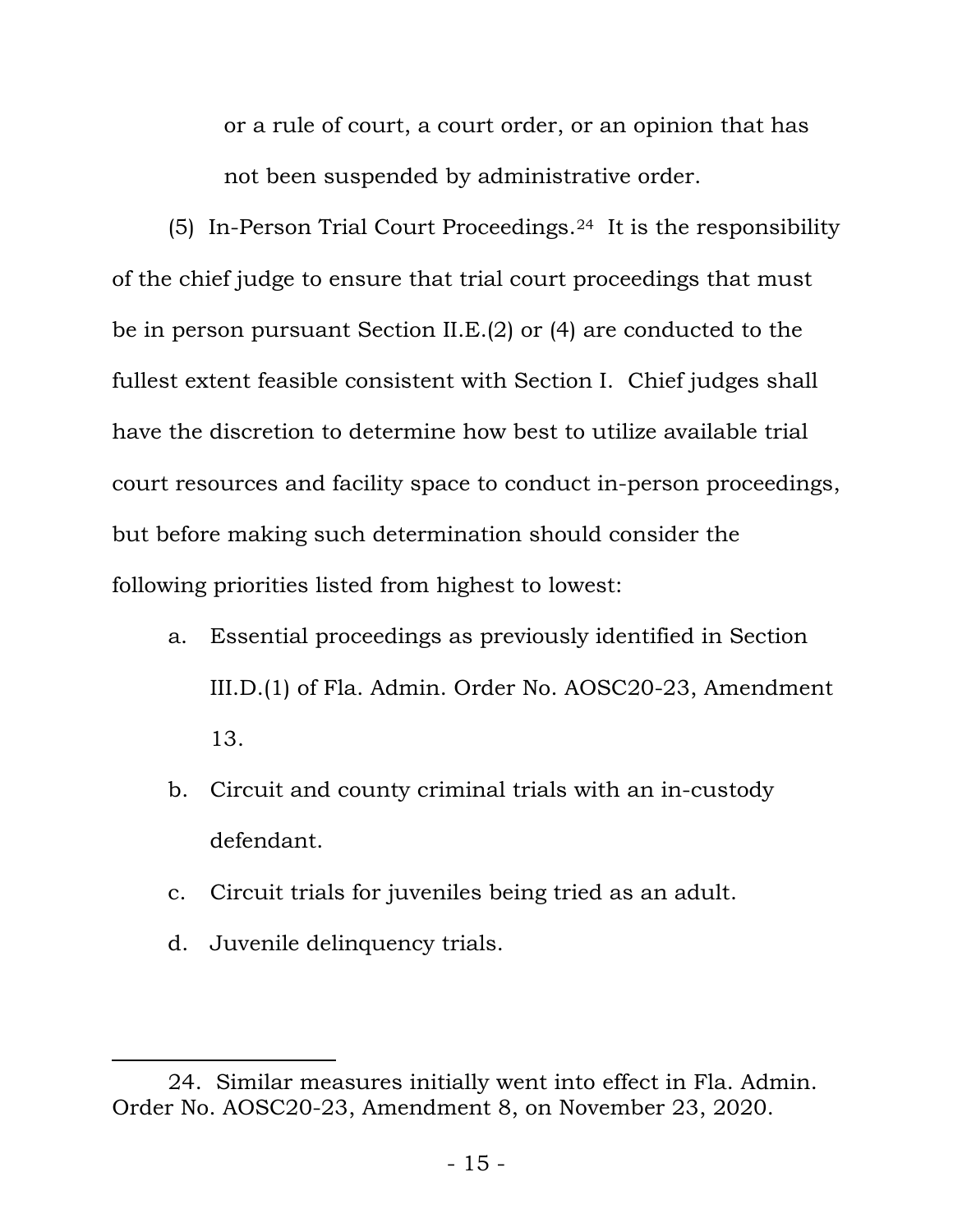or a rule of court, a court order, or an opinion that has not been suspended by administrative order.

(5) In-Person Trial Court Proceedings.[24] It is the responsibility of the chief judge to ensure that trial court proceedings that must be in person pursuant Section II.E.(2) or (4) are conducted to the fullest extent feasible consistent with Section I. Chief judges shall have the discretion to determine how best to utilize available trial court resources and facility space to conduct in-person proceedings, but before making such determination should consider the following priorities listed from highest to lowest:

a. Essential proceedings as previously identified in Section III.D.(1) of Fla. Admin. Order No. AOSC20-23, Amendment 13.

b. Circuit and county criminal trials with an in-custody defendant.

c. Circuit trials for juveniles being tried as an adult.

d. Juvenile delinquency trials.

---

24. Similar measures initially went into effect in Fla. Admin. Order No. AOSC20-23, Amendment 8, on November 23, 2020.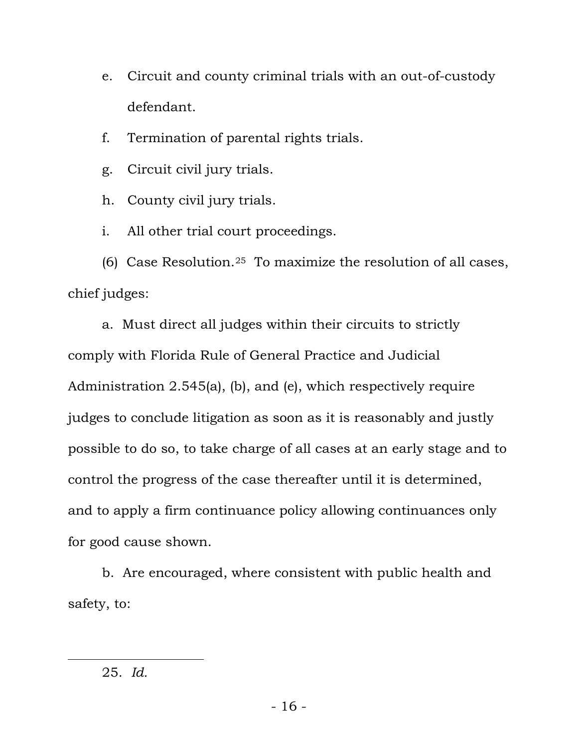e. Circuit and county criminal trials with an out-of-custody defendant.

f. Termination of parental rights trials.

g. Circuit civil jury trials.

h. County civil jury trials.

i. All other trial court proceedings.

(6) Case Resolution.[25] To maximize the resolution of all cases, chief judges:

a. Must direct all judges within their circuits to strictly comply with Florida Rule of General Practice and Judicial Administration 2.545(a), (b), and (e), which respectively require judges to conclude litigation as soon as it is reasonably and justly possible to do so, to take charge of all cases at an early stage and to control the progress of the case thereafter until it is determined, and to apply a firm continuance policy allowing continuances only for good cause shown.

b. Are encouraged, where consistent with public health and safety, to:

---

25. *Id.*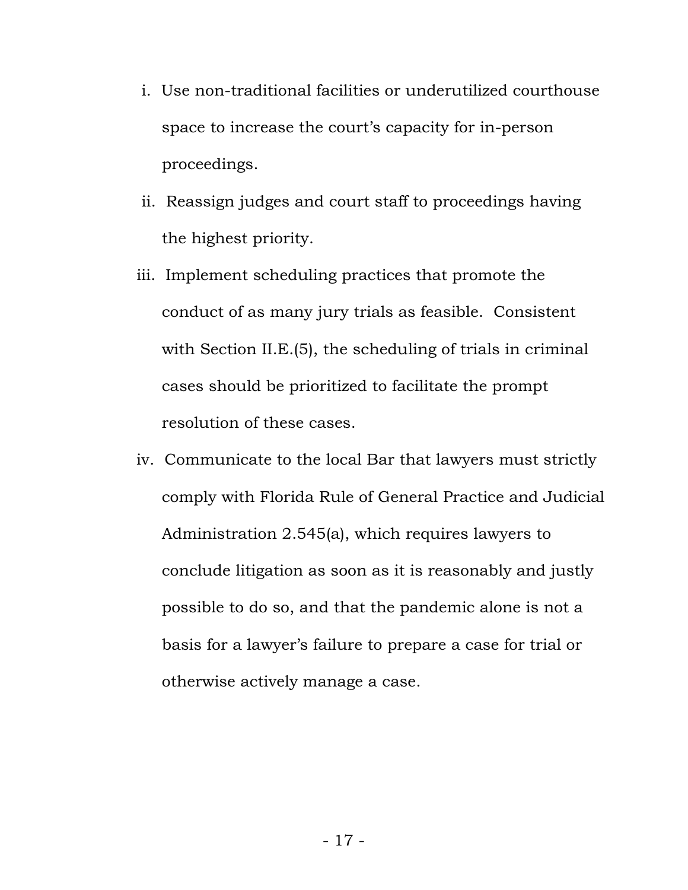i. Use non-traditional facilities or underutilized courthouse space to increase the court's capacity for in-person proceedings.

ii. Reassign judges and court staff to proceedings having the highest priority.

iii. Implement scheduling practices that promote the conduct of as many jury trials as feasible. Consistent with Section II.E.(5), the scheduling of trials in criminal cases should be prioritized to facilitate the prompt resolution of these cases.

iv. Communicate to the local Bar that lawyers must strictly comply with Florida Rule of General Practice and Judicial Administration 2.545(a), which requires lawyers to conclude litigation as soon as it is reasonably and justly possible to do so, and that the pandemic alone is not a basis for a lawyer's failure to prepare a case for trial or otherwise actively manage a case.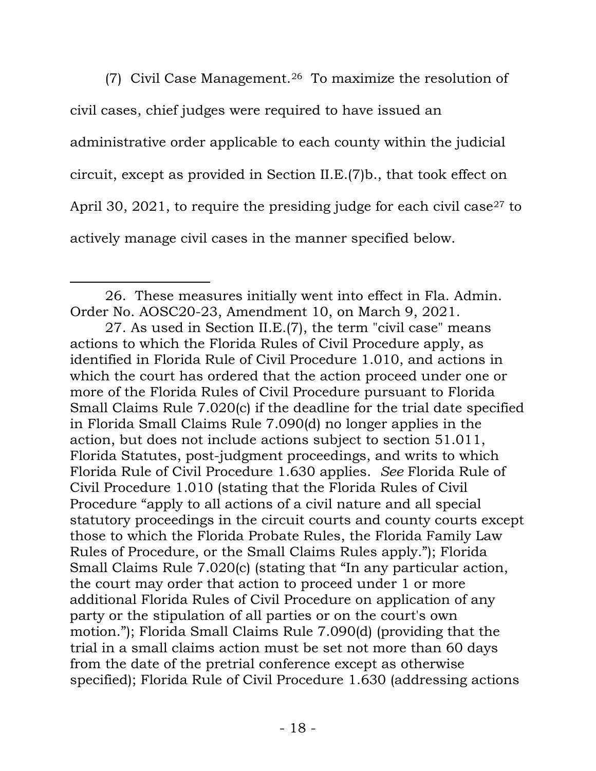(7) Civil Case Management.[26] To maximize the resolution of civil cases, chief judges were required to have issued an administrative order applicable to each county within the judicial circuit, except as provided in Section II.E.(7)b., that took effect on April 30, 2021, to require the presiding judge for each civil case[27] to actively manage civil cases in the manner specified below.

---

26. These measures initially went into effect in Fla. Admin. Order No. AOSC20-23, Amendment 10, on March 9, 2021.

27. As used in Section II.E.(7), the term "civil case" means actions to which the Florida Rules of Civil Procedure apply, as identified in Florida Rule of Civil Procedure 1.010, and actions in which the court has ordered that the action proceed under one or more of the Florida Rules of Civil Procedure pursuant to Florida Small Claims Rule 7.020(c) if the deadline for the trial date specified in Florida Small Claims Rule 7.090(d) no longer applies in the action, but does not include actions subject to section 51.011, Florida Statutes, post-judgment proceedings, and writs to which Florida Rule of Civil Procedure 1.630 applies. *See* Florida Rule of Civil Procedure 1.010 (stating that the Florida Rules of Civil Procedure "apply to all actions of a civil nature and all special statutory proceedings in the circuit courts and county courts except those to which the Florida Probate Rules, the Florida Family Law Rules of Procedure, or the Small Claims Rules apply."); Florida Small Claims Rule 7.020(c) (stating that "In any particular action, the court may order that action to proceed under 1 or more additional Florida Rules of Civil Procedure on application of any party or the stipulation of all parties or on the court's own motion."); Florida Small Claims Rule 7.090(d) (providing that the trial in a small claims action must be set not more than 60 days from the date of the pretrial conference except as otherwise specified); Florida Rule of Civil Procedure 1.630 (addressing actions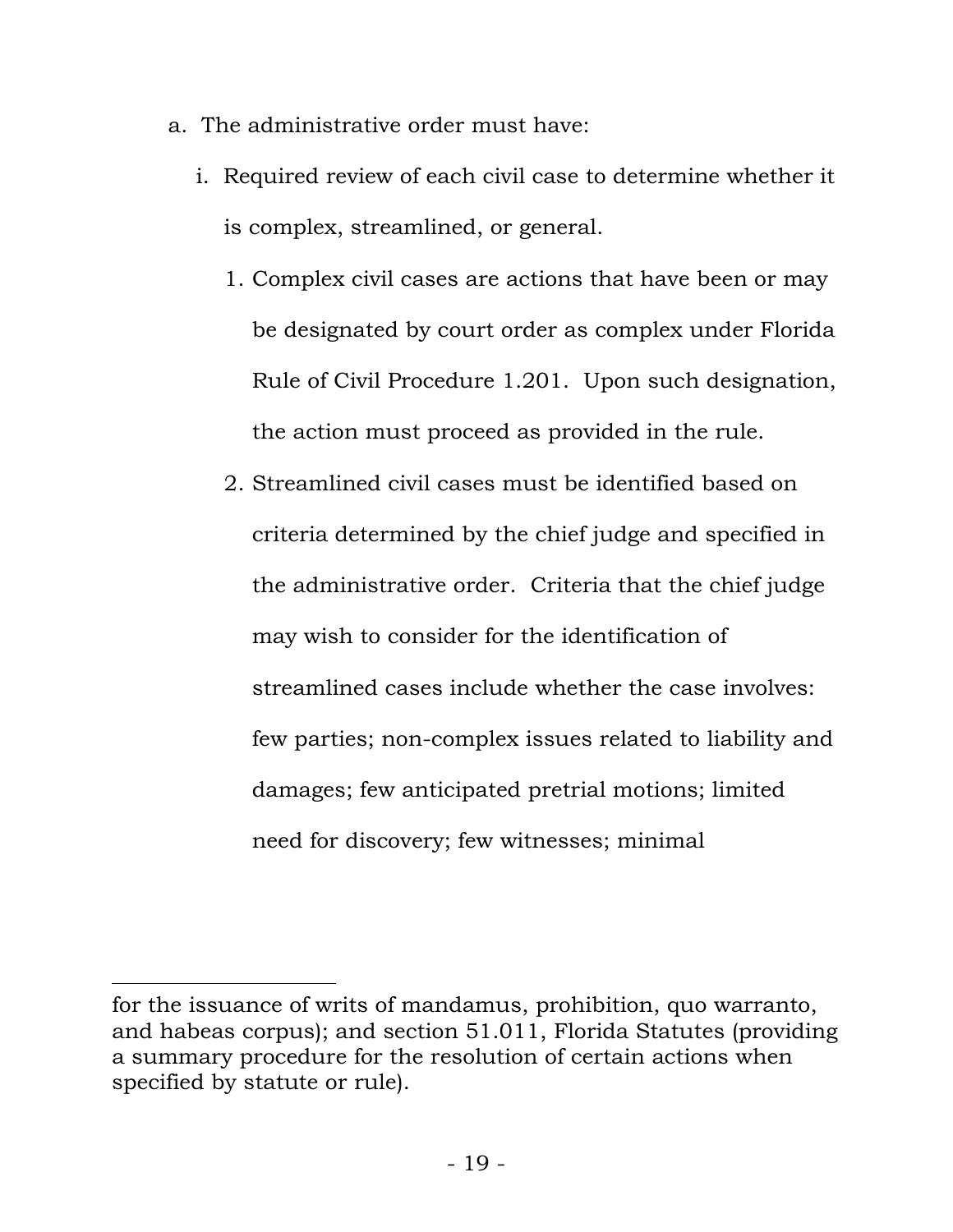a. The administrative order must have:

   i. Required review of each civil case to determine whether it is complex, streamlined, or general.

      1. Complex civil cases are actions that have been or may be designated by court order as complex under Florida Rule of Civil Procedure 1.201. Upon such designation, the action must proceed as provided in the rule.

      2. Streamlined civil cases must be identified based on criteria determined by the chief judge and specified in the administrative order. Criteria that the chief judge may wish to consider for the identification of streamlined cases include whether the case involves: few parties; non-complex issues related to liability and damages; few anticipated pretrial motions; limited need for discovery; few witnesses; minimal

---

for the issuance of writs of mandamus, prohibition, quo warranto, and habeas corpus); and section 51.011, Florida Statutes (providing a summary procedure for the resolution of certain actions when specified by statute or rule).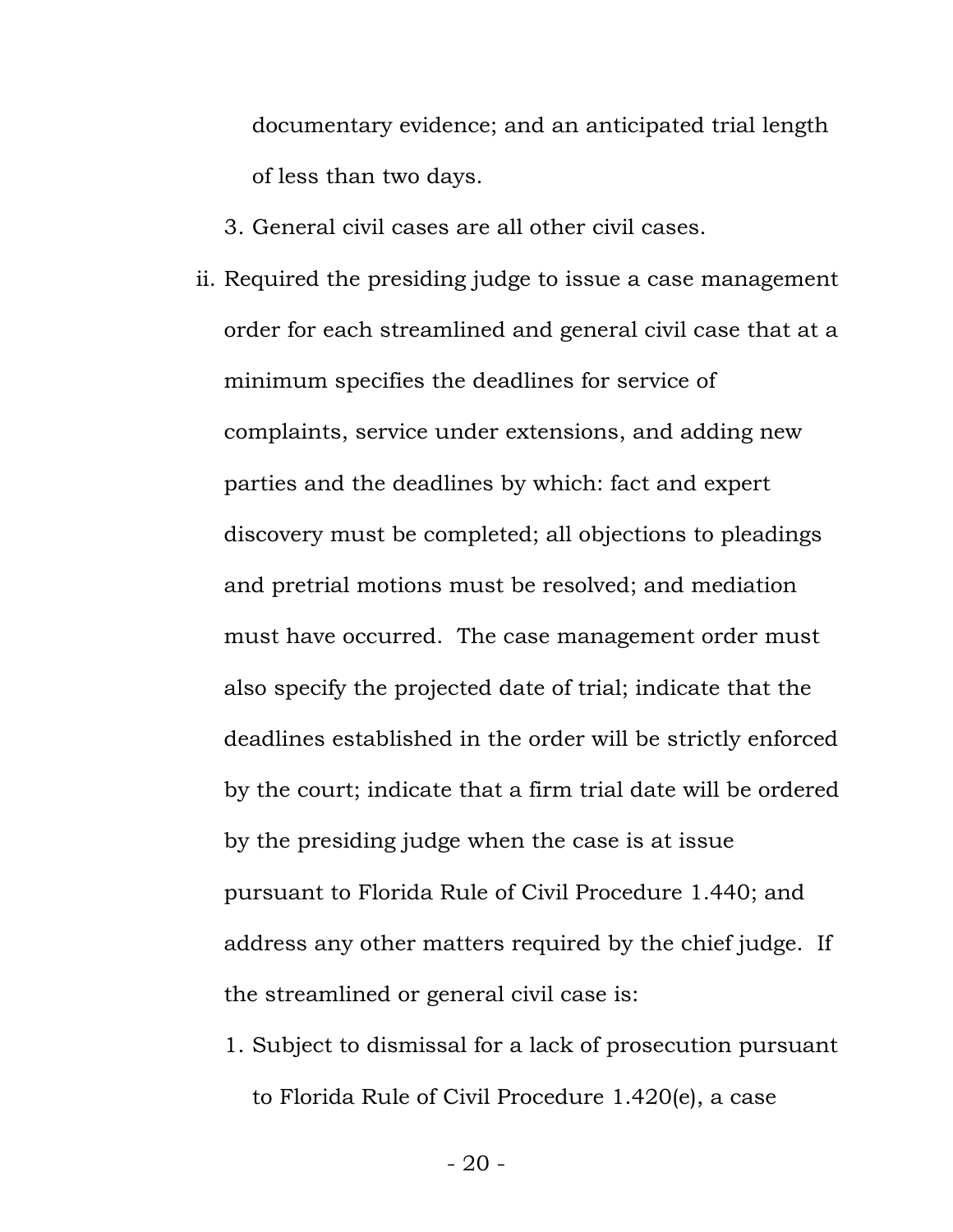documentary evidence; and an anticipated trial length of less than two days.

3. General civil cases are all other civil cases.

ii. Required the presiding judge to issue a case management order for each streamlined and general civil case that at a minimum specifies the deadlines for service of complaints, service under extensions, and adding new parties and the deadlines by which: fact and expert discovery must be completed; all objections to pleadings and pretrial motions must be resolved; and mediation must have occurred. The case management order must also specify the projected date of trial; indicate that the deadlines established in the order will be strictly enforced by the court; indicate that a firm trial date will be ordered by the presiding judge when the case is at issue pursuant to Florida Rule of Civil Procedure 1.440; and address any other matters required by the chief judge. If the streamlined or general civil case is:

   1. Subject to dismissal for a lack of prosecution pursuant to Florida Rule of Civil Procedure 1.420(e), a case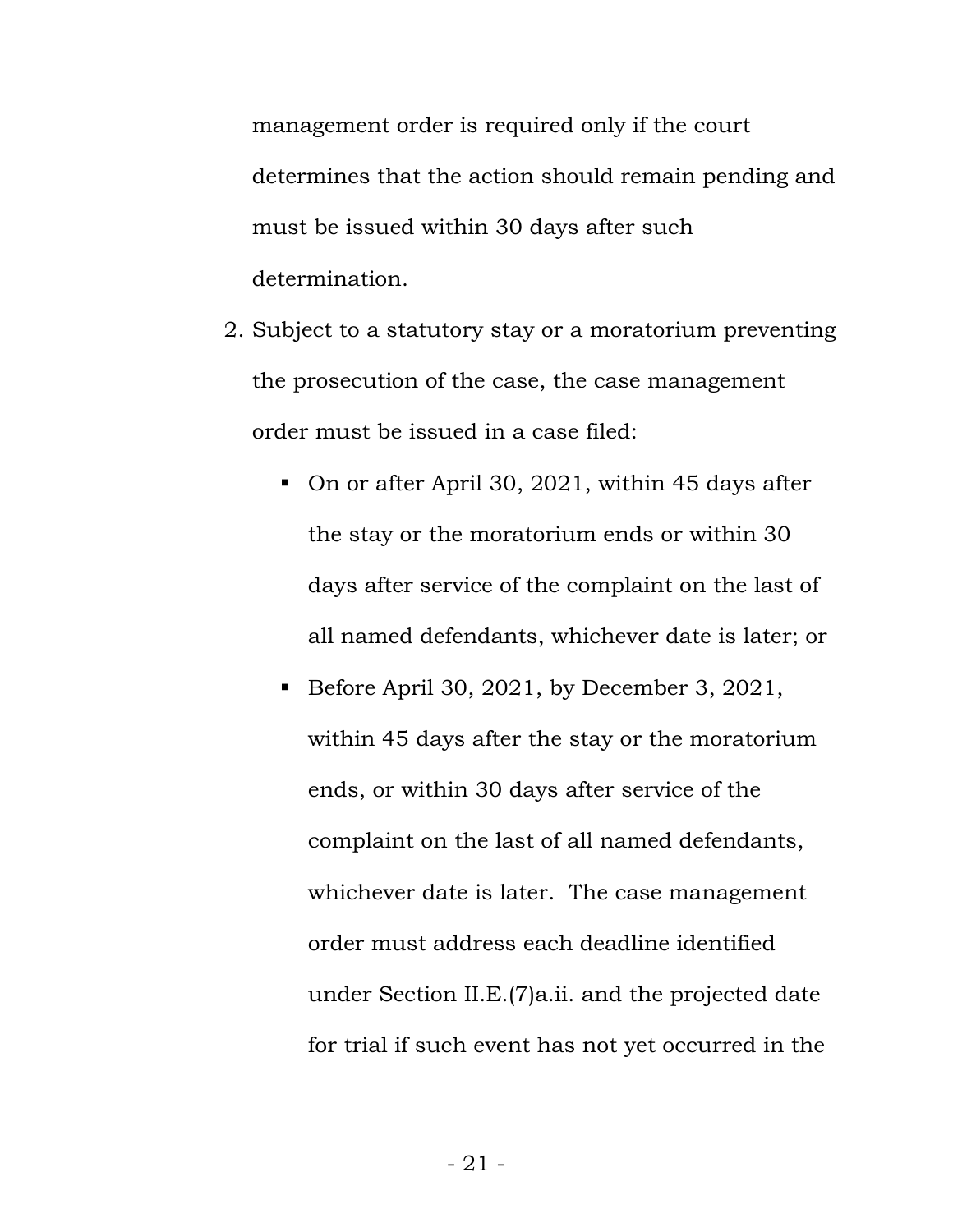management order is required only if the court determines that the action should remain pending and must be issued within 30 days after such determination.

2. Subject to a statutory stay or a moratorium preventing the prosecution of the case, the case management order must be issued in a case filed:

   - On or after April 30, 2021, within 45 days after the stay or the moratorium ends or within 30 days after service of the complaint on the last of all named defendants, whichever date is later; or
   - Before April 30, 2021, by December 3, 2021, within 45 days after the stay or the moratorium ends, or within 30 days after service of the complaint on the last of all named defendants, whichever date is later. The case management order must address each deadline identified under Section II.E.(7)a.ii. and the projected date for trial if such event has not yet occurred in the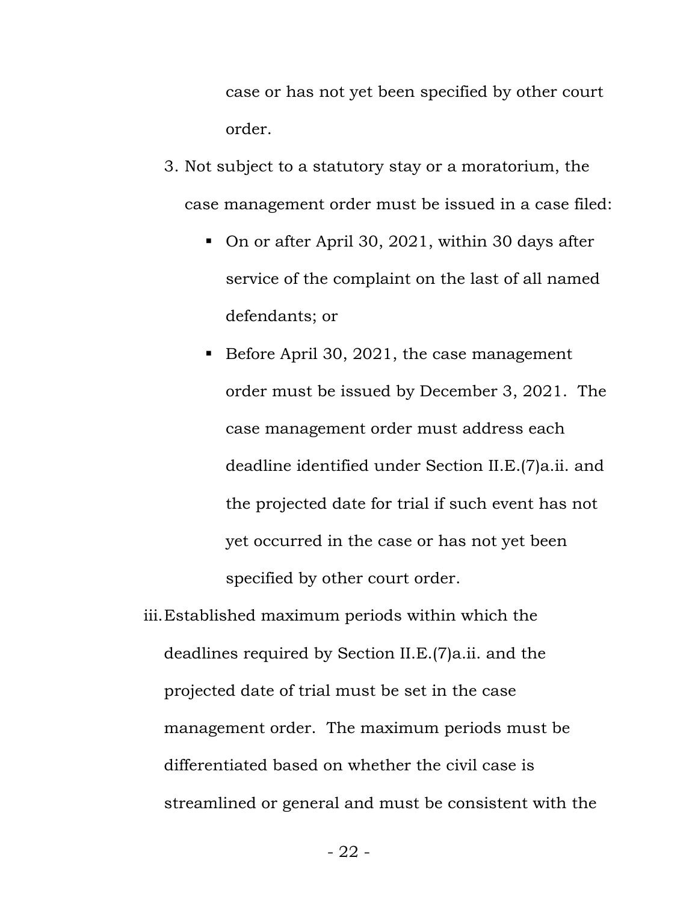case or has not yet been specified by other court order.

3. Not subject to a statutory stay or a moratorium, the case management order must be issued in a case filed:

    - On or after April 30, 2021, within 30 days after service of the complaint on the last of all named defendants; or

    - Before April 30, 2021, the case management order must be issued by December 3, 2021. The case management order must address each deadline identified under Section II.E.(7)a.ii. and the projected date for trial if such event has not yet occurred in the case or has not yet been specified by other court order.

iii. Established maximum periods within which the deadlines required by Section II.E.(7)a.ii. and the projected date of trial must be set in the case management order. The maximum periods must be differentiated based on whether the civil case is streamlined or general and must be consistent with the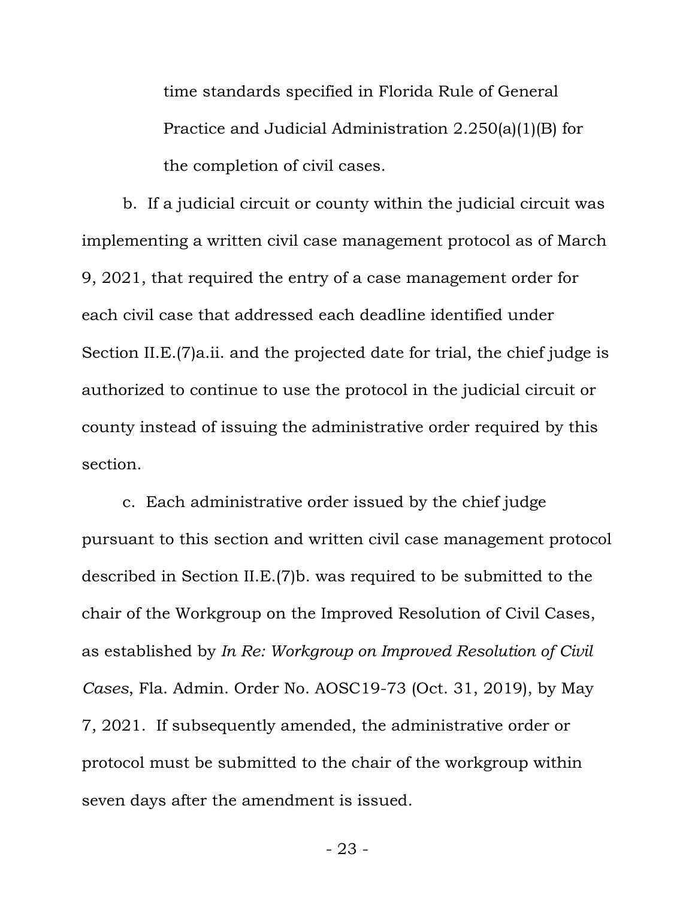time standards specified in Florida Rule of General Practice and Judicial Administration 2.250(a)(1)(B) for the completion of civil cases.

b. If a judicial circuit or county within the judicial circuit was implementing a written civil case management protocol as of March 9, 2021, that required the entry of a case management order for each civil case that addressed each deadline identified under Section II.E.(7)a.ii. and the projected date for trial, the chief judge is authorized to continue to use the protocol in the judicial circuit or county instead of issuing the administrative order required by this section.

c. Each administrative order issued by the chief judge pursuant to this section and written civil case management protocol described in Section II.E.(7)b. was required to be submitted to the chair of the Workgroup on the Improved Resolution of Civil Cases, as established by *In Re: Workgroup on Improved Resolution of Civil Cases*, Fla. Admin. Order No. AOSC19-73 (Oct. 31, 2019), by May 7, 2021. If subsequently amended, the administrative order or protocol must be submitted to the chair of the workgroup within seven days after the amendment is issued.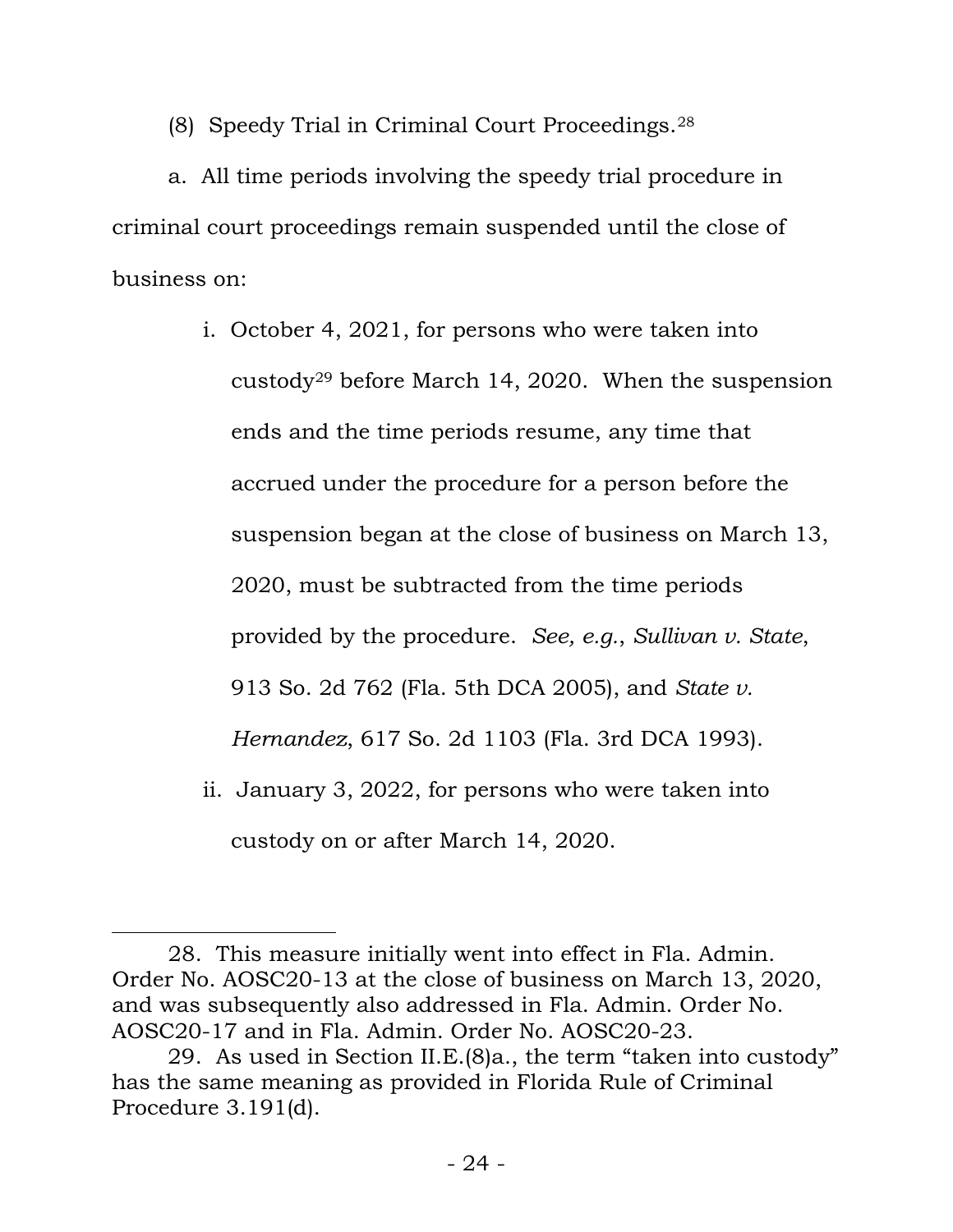(8) Speedy Trial in Criminal Court Proceedings.[28]

a. All time periods involving the speedy trial procedure in criminal court proceedings remain suspended until the close of business on:

i. October 4, 2021, for persons who were taken into custody[29] before March 14, 2020. When the suspension ends and the time periods resume, any time that accrued under the procedure for a person before the suspension began at the close of business on March 13, 2020, must be subtracted from the time periods provided by the procedure. *See, e.g.*, *Sullivan v. State*, 913 So. 2d 762 (Fla. 5th DCA 2005), and *State v. Hernandez*, 617 So. 2d 1103 (Fla. 3rd DCA 1993).

ii. January 3, 2022, for persons who were taken into custody on or after March 14, 2020.

---

28. This measure initially went into effect in Fla. Admin. Order No. AOSC20-13 at the close of business on March 13, 2020, and was subsequently also addressed in Fla. Admin. Order No. AOSC20-17 and in Fla. Admin. Order No. AOSC20-23.

29. As used in Section II.E.(8)a., the term "taken into custody" has the same meaning as provided in Florida Rule of Criminal Procedure 3.191(d).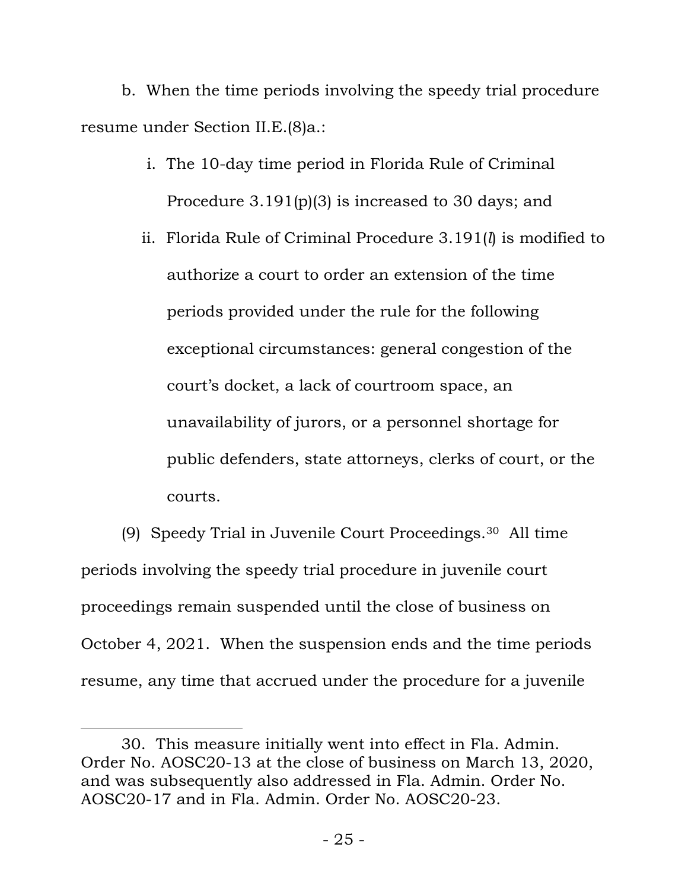b. When the time periods involving the speedy trial procedure resume under Section II.E.(8)a.:

i. The 10-day time period in Florida Rule of Criminal Procedure 3.191(p)(3) is increased to 30 days; and

ii. Florida Rule of Criminal Procedure 3.191(*l*) is modified to authorize a court to order an extension of the time periods provided under the rule for the following exceptional circumstances: general congestion of the court's docket, a lack of courtroom space, an unavailability of jurors, or a personnel shortage for public defenders, state attorneys, clerks of court, or the courts.

(9) Speedy Trial in Juvenile Court Proceedings.[30] All time periods involving the speedy trial procedure in juvenile court proceedings remain suspended until the close of business on October 4, 2021. When the suspension ends and the time periods resume, any time that accrued under the procedure for a juvenile

---

30. This measure initially went into effect in Fla. Admin. Order No. AOSC20-13 at the close of business on March 13, 2020, and was subsequently also addressed in Fla. Admin. Order No. AOSC20-17 and in Fla. Admin. Order No. AOSC20-23.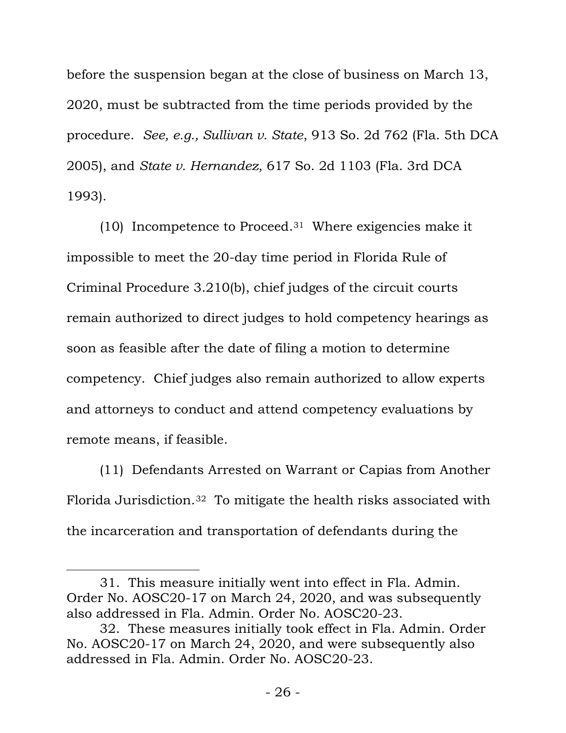before the suspension began at the close of business on March 13, 2020, must be subtracted from the time periods provided by the procedure. *See, e.g., Sullivan v. State*, 913 So. 2d 762 (Fla. 5th DCA 2005), and *State v. Hernandez*, 617 So. 2d 1103 (Fla. 3rd DCA 1993).

(10) Incompetence to Proceed.[31] Where exigencies make it impossible to meet the 20-day time period in Florida Rule of Criminal Procedure 3.210(b), chief judges of the circuit courts remain authorized to direct judges to hold competency hearings as soon as feasible after the date of filing a motion to determine competency. Chief judges also remain authorized to allow experts and attorneys to conduct and attend competency evaluations by remote means, if feasible.

(11) Defendants Arrested on Warrant or Capias from Another Florida Jurisdiction.[32] To mitigate the health risks associated with the incarceration and transportation of defendants during the

---

31. This measure initially went into effect in Fla. Admin. Order No. AOSC20-17 on March 24, 2020, and was subsequently also addressed in Fla. Admin. Order No. AOSC20-23.

32. These measures initially took effect in Fla. Admin. Order No. AOSC20-17 on March 24, 2020, and were subsequently also addressed in Fla. Admin. Order No. AOSC20-23.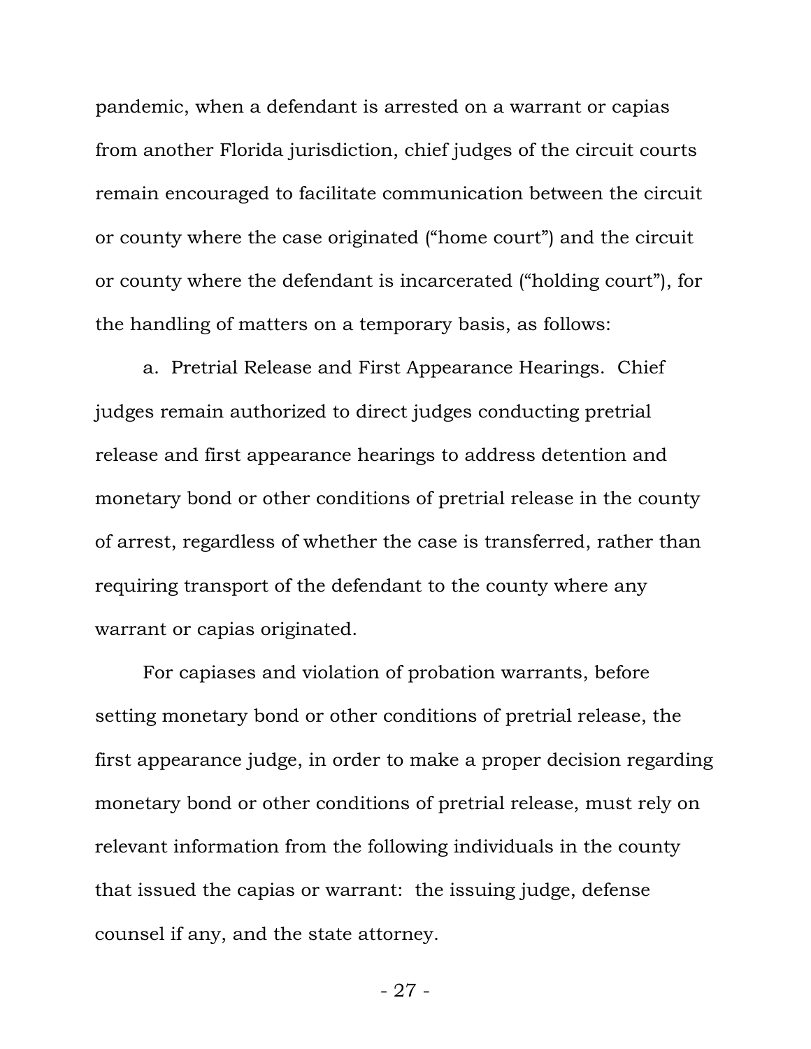pandemic, when a defendant is arrested on a warrant or capias from another Florida jurisdiction, chief judges of the circuit courts remain encouraged to facilitate communication between the circuit or county where the case originated ("home court") and the circuit or county where the defendant is incarcerated ("holding court"), for the handling of matters on a temporary basis, as follows:

a. Pretrial Release and First Appearance Hearings. Chief judges remain authorized to direct judges conducting pretrial release and first appearance hearings to address detention and monetary bond or other conditions of pretrial release in the county of arrest, regardless of whether the case is transferred, rather than requiring transport of the defendant to the county where any warrant or capias originated.

For capiases and violation of probation warrants, before setting monetary bond or other conditions of pretrial release, the first appearance judge, in order to make a proper decision regarding monetary bond or other conditions of pretrial release, must rely on relevant information from the following individuals in the county that issued the capias or warrant: the issuing judge, defense counsel if any, and the state attorney.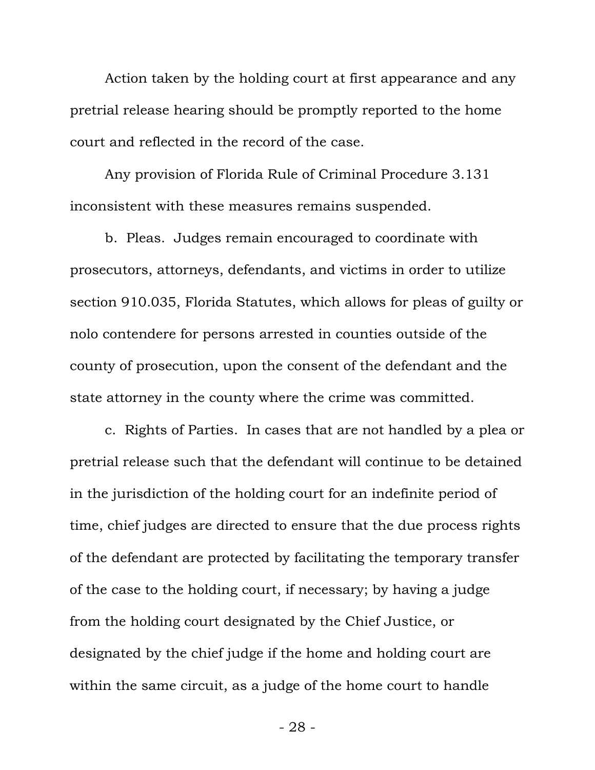Action taken by the holding court at first appearance and any pretrial release hearing should be promptly reported to the home court and reflected in the record of the case.

Any provision of Florida Rule of Criminal Procedure 3.131 inconsistent with these measures remains suspended.

b. Pleas. Judges remain encouraged to coordinate with prosecutors, attorneys, defendants, and victims in order to utilize section 910.035, Florida Statutes, which allows for pleas of guilty or nolo contendere for persons arrested in counties outside of the county of prosecution, upon the consent of the defendant and the state attorney in the county where the crime was committed.

c. Rights of Parties. In cases that are not handled by a plea or pretrial release such that the defendant will continue to be detained in the jurisdiction of the holding court for an indefinite period of time, chief judges are directed to ensure that the due process rights of the defendant are protected by facilitating the temporary transfer of the case to the holding court, if necessary; by having a judge from the holding court designated by the Chief Justice, or designated by the chief judge if the home and holding court are within the same circuit, as a judge of the home court to handle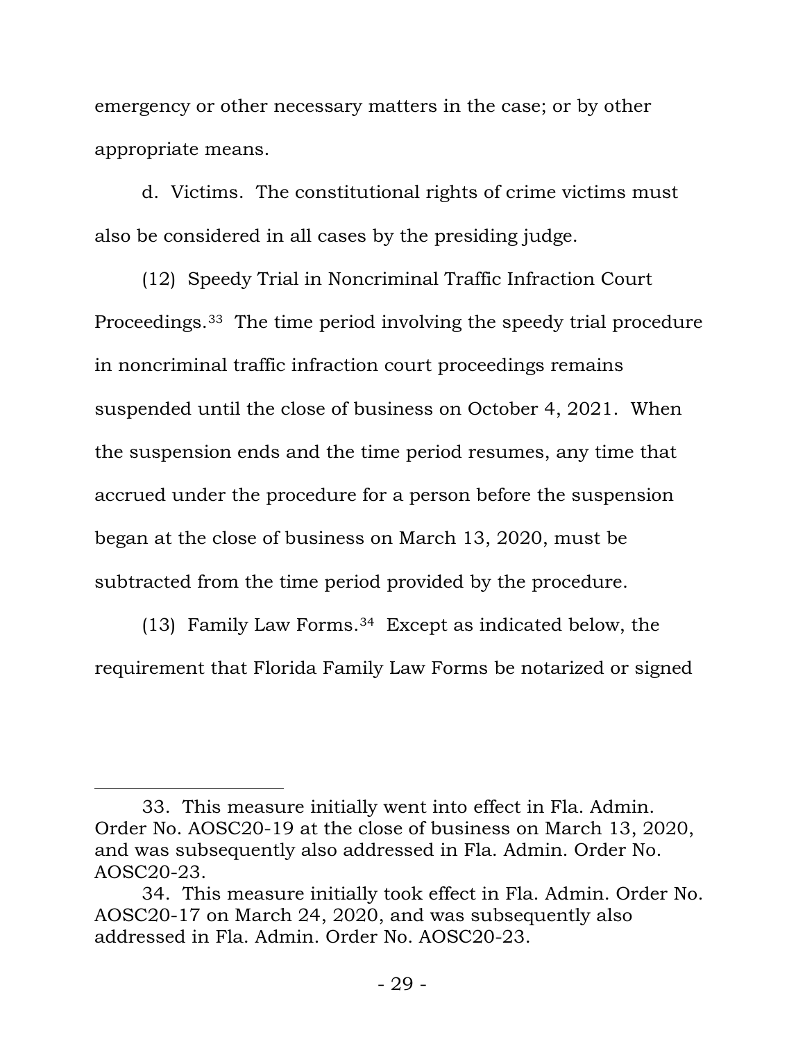emergency or other necessary matters in the case; or by other appropriate means.

d. Victims. The constitutional rights of crime victims must also be considered in all cases by the presiding judge.

(12) Speedy Trial in Noncriminal Traffic Infraction Court Proceedings.[33] The time period involving the speedy trial procedure in noncriminal traffic infraction court proceedings remains suspended until the close of business on October 4, 2021. When the suspension ends and the time period resumes, any time that accrued under the procedure for a person before the suspension began at the close of business on March 13, 2020, must be subtracted from the time period provided by the procedure.

(13) Family Law Forms.[34] Except as indicated below, the requirement that Florida Family Law Forms be notarized or signed

---

33. This measure initially went into effect in Fla. Admin. Order No. AOSC20-19 at the close of business on March 13, 2020, and was subsequently also addressed in Fla. Admin. Order No. AOSC20-23.

34. This measure initially took effect in Fla. Admin. Order No. AOSC20-17 on March 24, 2020, and was subsequently also addressed in Fla. Admin. Order No. AOSC20-23.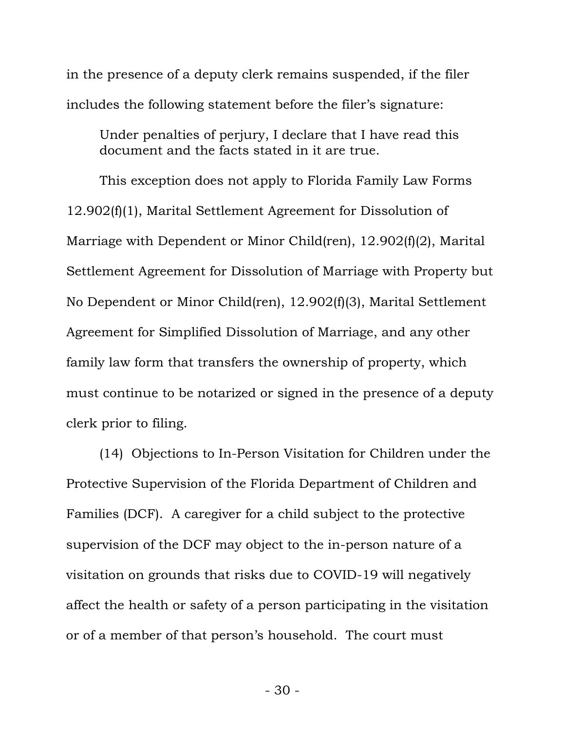in the presence of a deputy clerk remains suspended, if the filer includes the following statement before the filer's signature:

> Under penalties of perjury, I declare that I have read this document and the facts stated in it are true.

This exception does not apply to Florida Family Law Forms 12.902(f)(1), Marital Settlement Agreement for Dissolution of Marriage with Dependent or Minor Child(ren), 12.902(f)(2), Marital Settlement Agreement for Dissolution of Marriage with Property but No Dependent or Minor Child(ren), 12.902(f)(3), Marital Settlement Agreement for Simplified Dissolution of Marriage, and any other family law form that transfers the ownership of property, which must continue to be notarized or signed in the presence of a deputy clerk prior to filing.

(14) Objections to In-Person Visitation for Children under the Protective Supervision of the Florida Department of Children and Families (DCF). A caregiver for a child subject to the protective supervision of the DCF may object to the in-person nature of a visitation on grounds that risks due to COVID-19 will negatively affect the health or safety of a person participating in the visitation or of a member of that person's household. The court must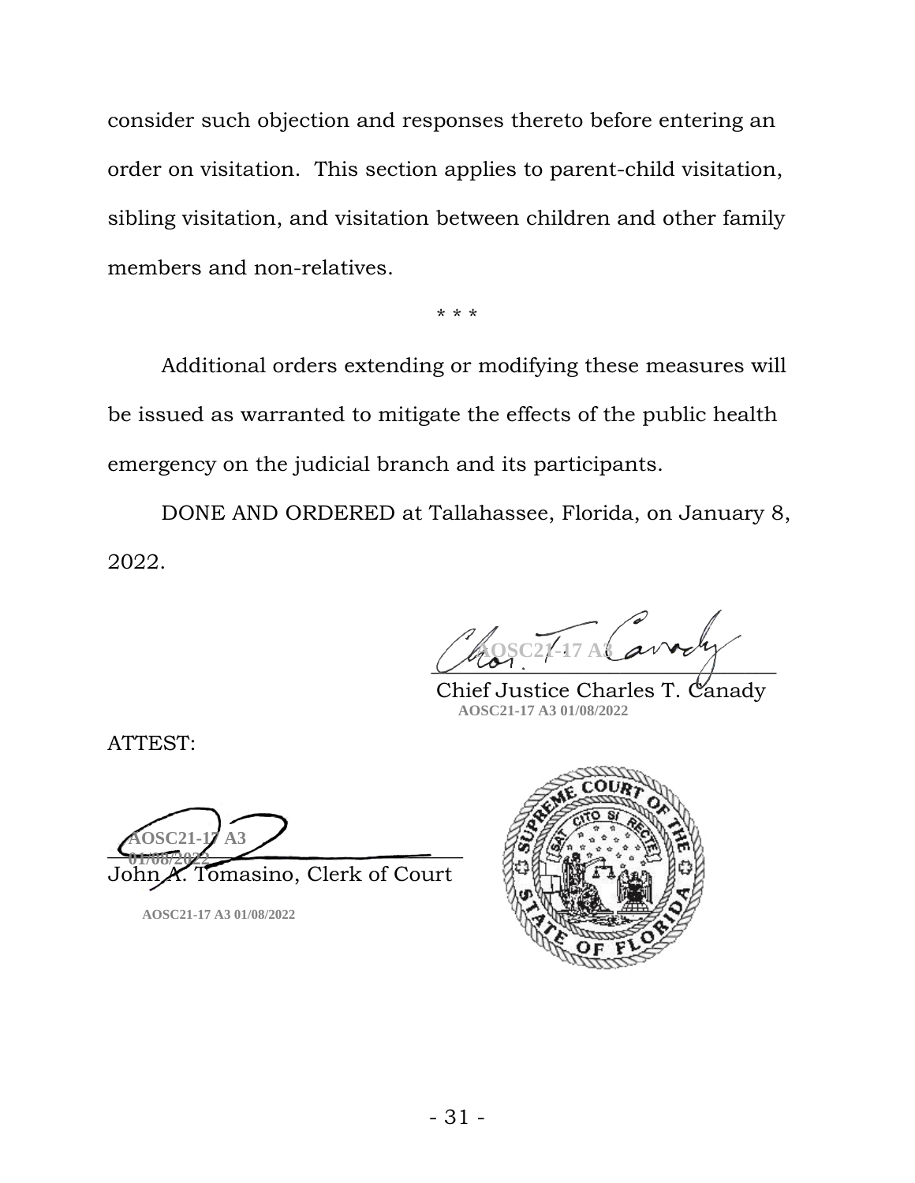consider such objection and responses thereto before entering an order on visitation. This section applies to parent-child visitation, sibling visitation, and visitation between children and other family members and non-relatives.

\* \* \*

Additional orders extending or modifying these measures will be issued as warranted to mitigate the effects of the public health emergency on the judicial branch and its participants.

DONE AND ORDERED at Tallahassee, Florida, on January 8, 2022.

AOSC21-17 A3

Chief Justice Charles T. Canady

AOSC21-17 A3 01/08/2022

ATTEST:

AOSC21-17 A3
01/08/2022

John A. Tomasino, Clerk of Court

AOSC21-17 A3 01/08/2022